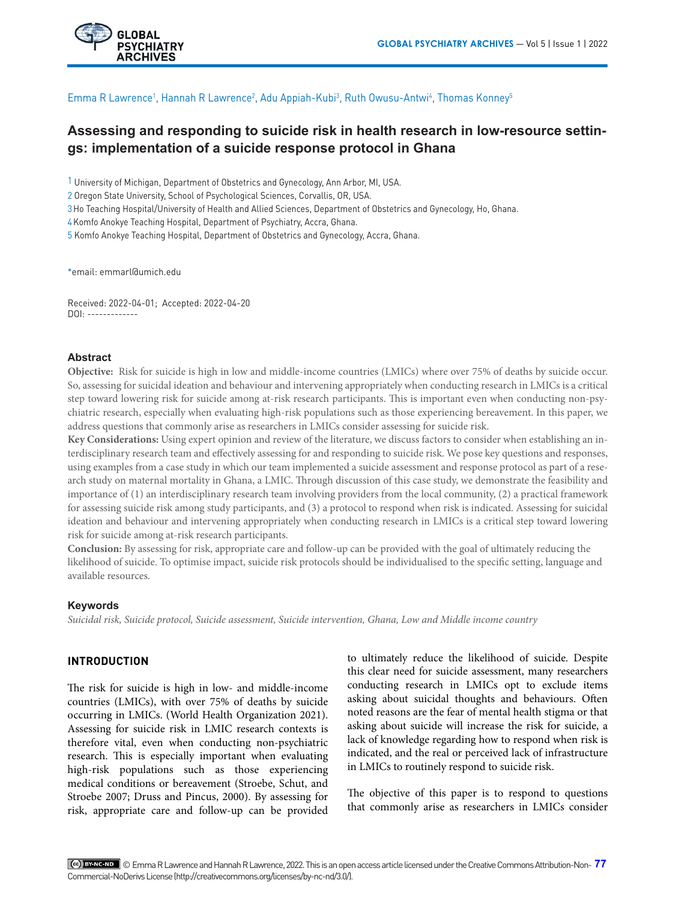Emma R Lawrence[1], Hannah R Lawrence[2], Adu Appiah-Kubi[3], Ruth Owusu-Antwi[4], Thomas Konney[5]

# Assessing and responding to suicide risk in health research in low-resource settings: implementation of a suicide response protocol in Ghana

1 University of Michigan, Department of Obstetrics and Gynecology, Ann Arbor, MI, USA.
2 Oregon State University, School of Psychological Sciences, Corvallis, OR, USA.
3 Ho Teaching Hospital/University of Health and Allied Sciences, Department of Obstetrics and Gynecology, Ho, Ghana.
4 Komfo Anokye Teaching Hospital, Department of Psychiatry, Accra, Ghana.
5 Komfo Anokye Teaching Hospital, Department of Obstetrics and Gynecology, Accra, Ghana.

*email: emmarl@umich.edu

Received: 2022-04-01; Accepted: 2022-04-20
DOI: -------------

## Abstract

**Objective:** Risk for suicide is high in low and middle-income countries (LMICs) where over 75% of deaths by suicide occur. So, assessing for suicidal ideation and behaviour and intervening appropriately when conducting research in LMICs is a critical step toward lowering risk for suicide among at-risk research participants. This is important even when conducting non-psychiatric research, especially when evaluating high-risk populations such as those experiencing bereavement. In this paper, we address questions that commonly arise as researchers in LMICs consider assessing for suicide risk.

**Key Considerations:** Using expert opinion and review of the literature, we discuss factors to consider when establishing an interdisciplinary research team and effectively assessing for and responding to suicide risk. We pose key questions and responses, using examples from a case study in which our team implemented a suicide assessment and response protocol as part of a research study on maternal mortality in Ghana, a LMIC. Through discussion of this case study, we demonstrate the feasibility and importance of (1) an interdisciplinary research team involving providers from the local community, (2) a practical framework for assessing suicide risk among study participants, and (3) a protocol to respond when risk is indicated. Assessing for suicidal ideation and behaviour and intervening appropriately when conducting research in LMICs is a critical step toward lowering risk for suicide among at-risk research participants.

**Conclusion:** By assessing for risk, appropriate care and follow-up can be provided with the goal of ultimately reducing the likelihood of suicide. To optimise impact, suicide risk protocols should be individualised to the specific setting, language and available resources.

### Keywords

*Suicidal risk, Suicide protocol, Suicide assessment, Suicide intervention, Ghana, Low and Middle income country*

## INTRODUCTION

The risk for suicide is high in low- and middle-income countries (LMICs), with over 75% of deaths by suicide occurring in LMICs. (World Health Organization 2021). Assessing for suicide risk in LMIC research contexts is therefore vital, even when conducting non-psychiatric research. This is especially important when evaluating high-risk populations such as those experiencing medical conditions or bereavement (Stroebe, Schut, and Stroebe 2007; Druss and Pincus, 2000). By assessing for risk, appropriate care and follow-up can be provided to ultimately reduce the likelihood of suicide. Despite this clear need for suicide assessment, many researchers conducting research in LMICs opt to exclude items asking about suicidal thoughts and behaviours. Often noted reasons are the fear of mental health stigma or that asking about suicide will increase the risk for suicide, a lack of knowledge regarding how to respond when risk is indicated, and the real or perceived lack of infrastructure in LMICs to routinely respond to suicide risk.

The objective of this paper is to respond to questions that commonly arise as researchers in LMICs consider

© Emma R Lawrence and Hannah R Lawrence, 2022. This is an open access article licensed under the Creative Commons Attribution-Non-Commercial-NoDerivs License (http://creativecommons.org/licenses/by-nc-nd/3.0/).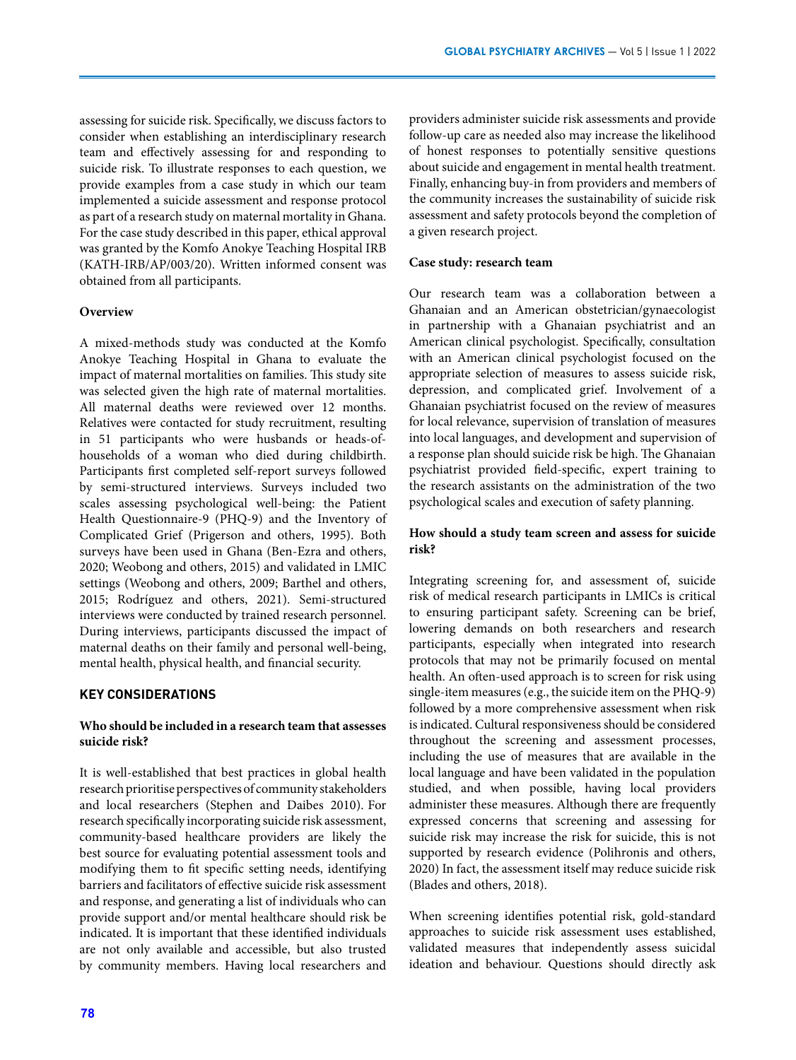assessing for suicide risk. Specifically, we discuss factors to consider when establishing an interdisciplinary research team and effectively assessing for and responding to suicide risk. To illustrate responses to each question, we provide examples from a case study in which our team implemented a suicide assessment and response protocol as part of a research study on maternal mortality in Ghana. For the case study described in this paper, ethical approval was granted by the Komfo Anokye Teaching Hospital IRB (KATH-IRB/AP/003/20). Written informed consent was obtained from all participants.

**Overview**

A mixed-methods study was conducted at the Komfo Anokye Teaching Hospital in Ghana to evaluate the impact of maternal mortalities on families. This study site was selected given the high rate of maternal mortalities. All maternal deaths were reviewed over 12 months. Relatives were contacted for study recruitment, resulting in 51 participants who were husbands or heads-of-households of a woman who died during childbirth. Participants first completed self-report surveys followed by semi-structured interviews. Surveys included two scales assessing psychological well-being: the Patient Health Questionnaire-9 (PHQ-9) and the Inventory of Complicated Grief (Prigerson and others, 1995). Both surveys have been used in Ghana (Ben-Ezra and others, 2020; Weobong and others, 2015) and validated in LMIC settings (Weobong and others, 2009; Barthel and others, 2015; Rodríguez and others, 2021). Semi-structured interviews were conducted by trained research personnel. During interviews, participants discussed the impact of maternal deaths on their family and personal well-being, mental health, physical health, and financial security.

## KEY CONSIDERATIONS

**Who should be included in a research team that assesses suicide risk?**

It is well-established that best practices in global health research prioritise perspectives of community stakeholders and local researchers (Stephen and Daibes 2010). For research specifically incorporating suicide risk assessment, community-based healthcare providers are likely the best source for evaluating potential assessment tools and modifying them to fit specific setting needs, identifying barriers and facilitators of effective suicide risk assessment and response, and generating a list of individuals who can provide support and/or mental healthcare should risk be indicated. It is important that these identified individuals are not only available and accessible, but also trusted by community members. Having local researchers and providers administer suicide risk assessments and provide follow-up care as needed also may increase the likelihood of honest responses to potentially sensitive questions about suicide and engagement in mental health treatment. Finally, enhancing buy-in from providers and members of the community increases the sustainability of suicide risk assessment and safety protocols beyond the completion of a given research project.

**Case study: research team**

Our research team was a collaboration between a Ghanaian and an American obstetrician/gynaecologist in partnership with a Ghanaian psychiatrist and an American clinical psychologist. Specifically, consultation with an American clinical psychologist focused on the appropriate selection of measures to assess suicide risk, depression, and complicated grief. Involvement of a Ghanaian psychiatrist focused on the review of measures for local relevance, supervision of translation of measures into local languages, and development and supervision of a response plan should suicide risk be high. The Ghanaian psychiatrist provided field-specific, expert training to the research assistants on the administration of the two psychological scales and execution of safety planning.

**How should a study team screen and assess for suicide risk?**

Integrating screening for, and assessment of, suicide risk of medical research participants in LMICs is critical to ensuring participant safety. Screening can be brief, lowering demands on both researchers and research participants, especially when integrated into research protocols that may not be primarily focused on mental health. An often-used approach is to screen for risk using single-item measures (e.g., the suicide item on the PHQ-9) followed by a more comprehensive assessment when risk is indicated. Cultural responsiveness should be considered throughout the screening and assessment processes, including the use of measures that are available in the local language and have been validated in the population studied, and when possible, having local providers administer these measures. Although there are frequently expressed concerns that screening and assessing for suicide risk may increase the risk for suicide, this is not supported by research evidence (Polihronis and others, 2020) In fact, the assessment itself may reduce suicide risk (Blades and others, 2018).

When screening identifies potential risk, gold-standard approaches to suicide risk assessment uses established, validated measures that independently assess suicidal ideation and behaviour. Questions should directly ask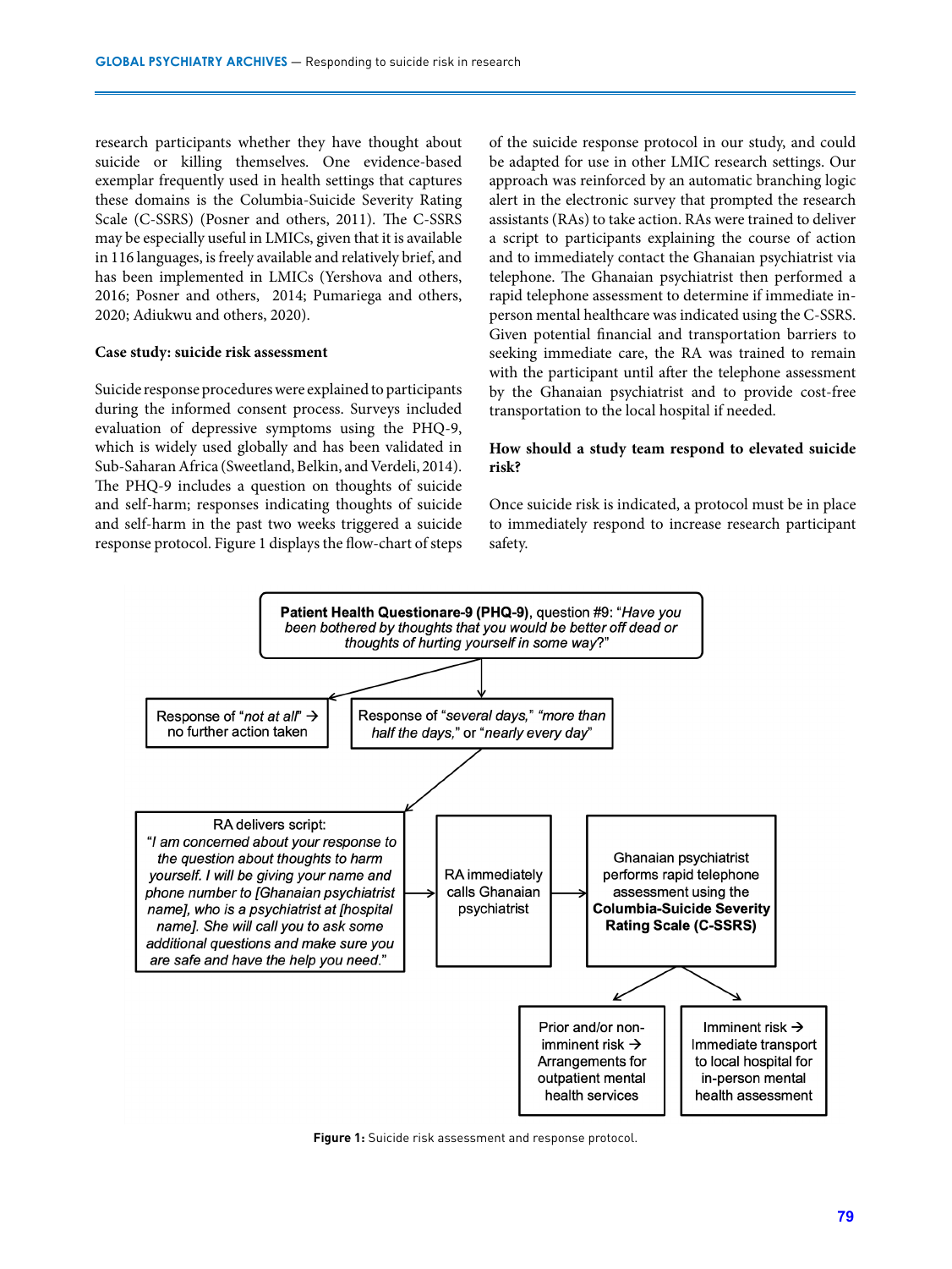research participants whether they have thought about suicide or killing themselves. One evidence-based exemplar frequently used in health settings that captures these domains is the Columbia-Suicide Severity Rating Scale (C-SSRS) (Posner and others, 2011). The C-SSRS may be especially useful in LMICs, given that it is available in 116 languages, is freely available and relatively brief, and has been implemented in LMICs (Yershova and others, 2016; Posner and others, 2014; Pumariega and others, 2020; Adiukwu and others, 2020).

### Case study: suicide risk assessment

Suicide response procedures were explained to participants during the informed consent process. Surveys included evaluation of depressive symptoms using the PHQ-9, which is widely used globally and has been validated in Sub-Saharan Africa (Sweetland, Belkin, and Verdeli, 2014). The PHQ-9 includes a question on thoughts of suicide and self-harm; responses indicating thoughts of suicide and self-harm in the past two weeks triggered a suicide response protocol. Figure 1 displays the flow-chart of steps of the suicide response protocol in our study, and could be adapted for use in other LMIC research settings. Our approach was reinforced by an automatic branching logic alert in the electronic survey that prompted the research assistants (RAs) to take action. RAs were trained to deliver a script to participants explaining the course of action and to immediately contact the Ghanaian psychiatrist via telephone. The Ghanaian psychiatrist then performed a rapid telephone assessment to determine if immediate in-person mental healthcare was indicated using the C-SSRS. Given potential financial and transportation barriers to seeking immediate care, the RA was trained to remain with the participant until after the telephone assessment by the Ghanaian psychiatrist and to provide cost-free transportation to the local hospital if needed.

### How should a study team respond to elevated suicide risk?

Once suicide risk is indicated, a protocol must be in place to immediately respond to increase research participant safety.

**Patient Health Questionare-9 (PHQ-9)**, question #9: "*Have you been bothered by thoughts that you would be better off dead or thoughts of hurting yourself in some way*?"

- Response of "*not at all*" → no further action taken
- Response of "*several days,*" "*more than half the days,*" or "*nearly every day*"
  - RA delivers script: "*I am concerned about your response to the question about thoughts to harm yourself. I will be giving your name and phone number to [Ghanaian psychiatrist name], who is a psychiatrist at [hospital name]. She will call you to ask some additional questions and make sure you are safe and have the help you need.*"
  - → RA immediately calls Ghanaian psychiatrist
  - → Ghanaian psychiatrist performs rapid telephone assessment using the **Columbia-Suicide Severity Rating Scale (C-SSRS)**
    - Prior and/or non-imminent risk → Arrangements for outpatient mental health services
    - Imminent risk → Immediate transport to local hospital for in-person mental health assessment

**Figure 1:** Suicide risk assessment and response protocol.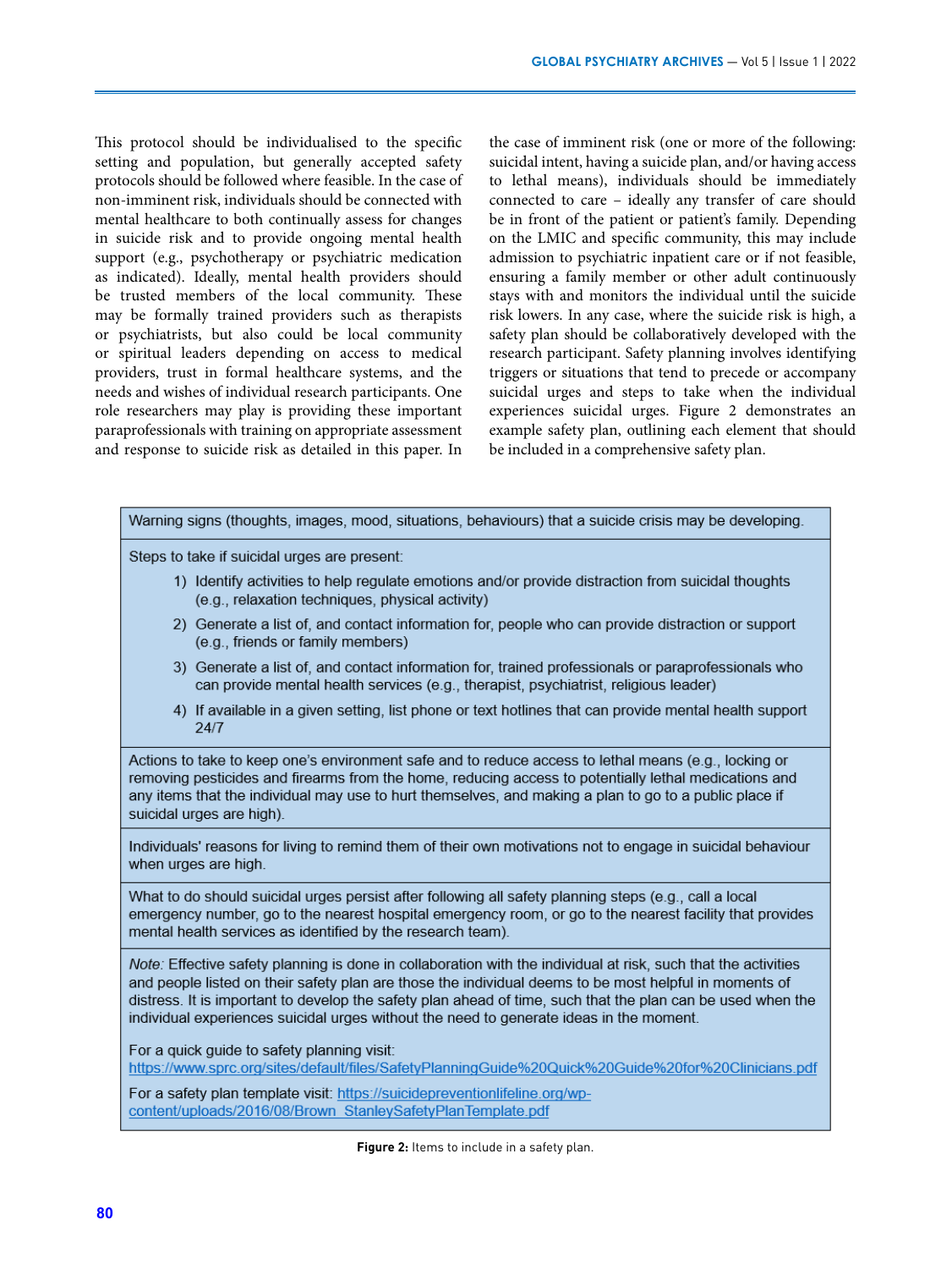This protocol should be individualised to the specific setting and population, but generally accepted safety protocols should be followed where feasible. In the case of non-imminent risk, individuals should be connected with mental healthcare to both continually assess for changes in suicide risk and to provide ongoing mental health support (e.g., psychotherapy or psychiatric medication as indicated). Ideally, mental health providers should be trusted members of the local community. These may be formally trained providers such as therapists or psychiatrists, but also could be local community or spiritual leaders depending on access to medical providers, trust in formal healthcare systems, and the needs and wishes of individual research participants. One role researchers may play is providing these important paraprofessionals with training on appropriate assessment and response to suicide risk as detailed in this paper. In the case of imminent risk (one or more of the following: suicidal intent, having a suicide plan, and/or having access to lethal means), individuals should be immediately connected to care – ideally any transfer of care should be in front of the patient or patient's family. Depending on the LMIC and specific community, this may include admission to psychiatric inpatient care or if not feasible, ensuring a family member or other adult continuously stays with and monitors the individual until the suicide risk lowers. In any case, where the suicide risk is high, a safety plan should be collaboratively developed with the research participant. Safety planning involves identifying triggers or situations that tend to precede or accompany suicidal urges and steps to take when the individual experiences suicidal urges. Figure 2 demonstrates an example safety plan, outlining each element that should be included in a comprehensive safety plan.

Warning signs (thoughts, images, mood, situations, behaviours) that a suicide crisis may be developing.

Steps to take if suicidal urges are present:

1) Identify activities to help regulate emotions and/or provide distraction from suicidal thoughts (e.g., relaxation techniques, physical activity)
2) Generate a list of, and contact information for, people who can provide distraction or support (e.g., friends or family members)
3) Generate a list of, and contact information for, trained professionals or paraprofessionals who can provide mental health services (e.g., therapist, psychiatrist, religious leader)
4) If available in a given setting, list phone or text hotlines that can provide mental health support 24/7

Actions to take to keep one's environment safe and to reduce access to lethal means (e.g., locking or removing pesticides and firearms from the home, reducing access to potentially lethal medications and any items that the individual may use to hurt themselves, and making a plan to go to a public place if suicidal urges are high).

Individuals' reasons for living to remind them of their own motivations not to engage in suicidal behaviour when urges are high.

What to do should suicidal urges persist after following all safety planning steps (e.g., call a local emergency number, go to the nearest hospital emergency room, or go to the nearest facility that provides mental health services as identified by the research team).

*Note:* Effective safety planning is done in collaboration with the individual at risk, such that the activities and people listed on their safety plan are those the individual deems to be most helpful in moments of distress. It is important to develop the safety plan ahead of time, such that the plan can be used when the individual experiences suicidal urges without the need to generate ideas in the moment.

For a quick guide to safety planning visit: https://www.sprc.org/sites/default/files/SafetyPlanningGuide%20Quick%20Guide%20for%20Clinicians.pdf

For a safety plan template visit: https://suicidepreventionlifeline.org/wp-content/uploads/2016/08/Brown_StanleySafetyPlanTemplate.pdf

**Figure 2:** Items to include in a safety plan.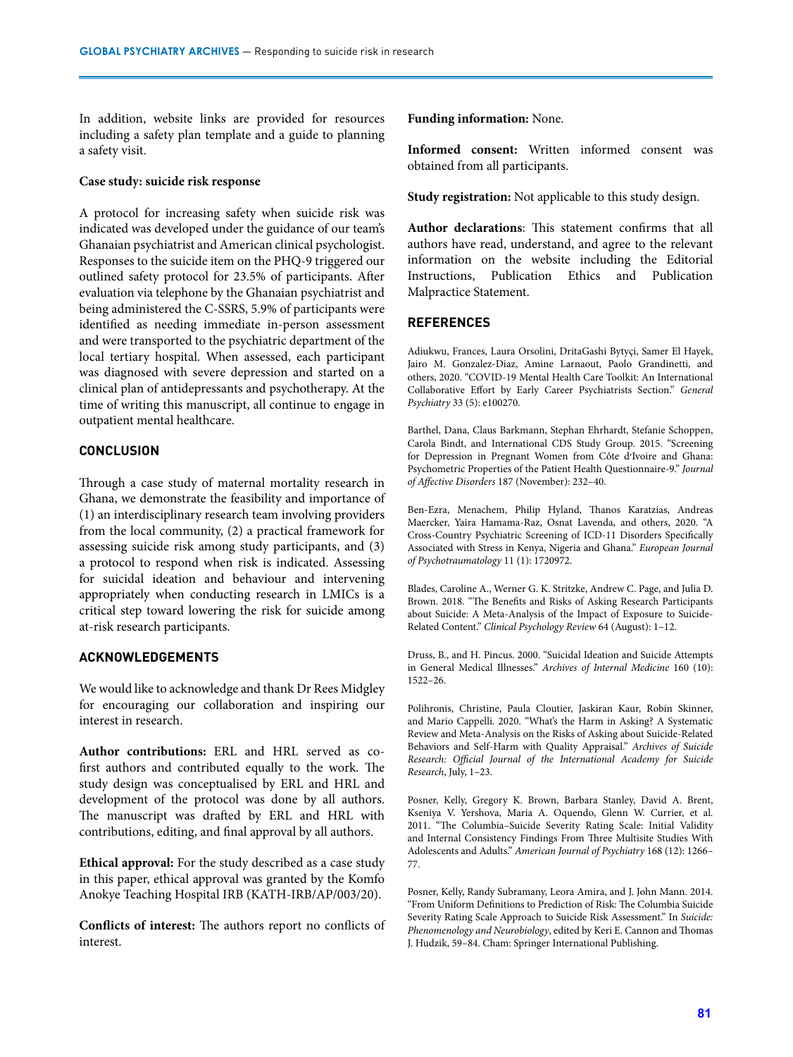In addition, website links are provided for resources including a safety plan template and a guide to planning a safety visit.

**Case study: suicide risk response**

A protocol for increasing safety when suicide risk was indicated was developed under the guidance of our team's Ghanaian psychiatrist and American clinical psychologist. Responses to the suicide item on the PHQ-9 triggered our outlined safety protocol for 23.5% of participants. After evaluation via telephone by the Ghanaian psychiatrist and being administered the C-SSRS, 5.9% of participants were identified as needing immediate in-person assessment and were transported to the psychiatric department of the local tertiary hospital. When assessed, each participant was diagnosed with severe depression and started on a clinical plan of antidepressants and psychotherapy. At the time of writing this manuscript, all continue to engage in outpatient mental healthcare.

## CONCLUSION

Through a case study of maternal mortality research in Ghana, we demonstrate the feasibility and importance of (1) an interdisciplinary research team involving providers from the local community, (2) a practical framework for assessing suicide risk among study participants, and (3) a protocol to respond when risk is indicated. Assessing for suicidal ideation and behaviour and intervening appropriately when conducting research in LMICs is a critical step toward lowering the risk for suicide among at-risk research participants.

## ACKNOWLEDGEMENTS

We would like to acknowledge and thank Dr Rees Midgley for encouraging our collaboration and inspiring our interest in research.

**Author contributions:** ERL and HRL served as co-first authors and contributed equally to the work. The study design was conceptualised by ERL and HRL and development of the protocol was done by all authors. The manuscript was drafted by ERL and HRL with contributions, editing, and final approval by all authors.

**Ethical approval:** For the study described as a case study in this paper, ethical approval was granted by the Komfo Anokye Teaching Hospital IRB (KATH-IRB/AP/003/20).

**Conflicts of interest:** The authors report no conflicts of interest.

**Funding information:** None.

**Informed consent:** Written informed consent was obtained from all participants.

**Study registration:** Not applicable to this study design.

**Author declarations**: This statement confirms that all authors have read, understand, and agree to the relevant information on the website including the Editorial Instructions, Publication Ethics and Publication Malpractice Statement.

## REFERENCES

Adiukwu, Frances, Laura Orsolini, DritaGashi Bytyçi, Samer El Hayek, Jairo M. Gonzalez-Diaz, Amine Larnaout, Paolo Grandinetti, and others, 2020. "COVID-19 Mental Health Care Toolkit: An International Collaborative Effort by Early Career Psychiatrists Section." *General Psychiatry* 33 (5): e100270.

Barthel, Dana, Claus Barkmann, Stephan Ehrhardt, Stefanie Schoppen, Carola Bindt, and International CDS Study Group. 2015. "Screening for Depression in Pregnant Women from Côte d'Ivoire and Ghana: Psychometric Properties of the Patient Health Questionnaire-9." *Journal of Affective Disorders* 187 (November): 232–40.

Ben-Ezra, Menachem, Philip Hyland, Thanos Karatzias, Andreas Maercker, Yaira Hamama-Raz, Osnat Lavenda, and others, 2020. "A Cross-Country Psychiatric Screening of ICD-11 Disorders Specifically Associated with Stress in Kenya, Nigeria and Ghana." *European Journal of Psychotraumatology* 11 (1): 1720972.

Blades, Caroline A., Werner G. K. Stritzke, Andrew C. Page, and Julia D. Brown. 2018. "The Benefits and Risks of Asking Research Participants about Suicide: A Meta-Analysis of the Impact of Exposure to Suicide-Related Content." *Clinical Psychology Review* 64 (August): 1–12.

Druss, B., and H. Pincus. 2000. "Suicidal Ideation and Suicide Attempts in General Medical Illnesses." *Archives of Internal Medicine* 160 (10): 1522–26.

Polihronis, Christine, Paula Cloutier, Jaskiran Kaur, Robin Skinner, and Mario Cappelli. 2020. "What's the Harm in Asking? A Systematic Review and Meta-Analysis on the Risks of Asking about Suicide-Related Behaviors and Self-Harm with Quality Appraisal." *Archives of Suicide Research: Official Journal of the International Academy for Suicide Research*, July, 1–23.

Posner, Kelly, Gregory K. Brown, Barbara Stanley, David A. Brent, Kseniya V. Yershova, Maria A. Oquendo, Glenn W. Currier, et al. 2011. "The Columbia–Suicide Severity Rating Scale: Initial Validity and Internal Consistency Findings From Three Multisite Studies With Adolescents and Adults." *American Journal of Psychiatry* 168 (12): 1266–77.

Posner, Kelly, Randy Subramany, Leora Amira, and J. John Mann. 2014. "From Uniform Definitions to Prediction of Risk: The Columbia Suicide Severity Rating Scale Approach to Suicide Risk Assessment." In *Suicide: Phenomenology and Neurobiology*, edited by Keri E. Cannon and Thomas J. Hudzik, 59–84. Cham: Springer International Publishing.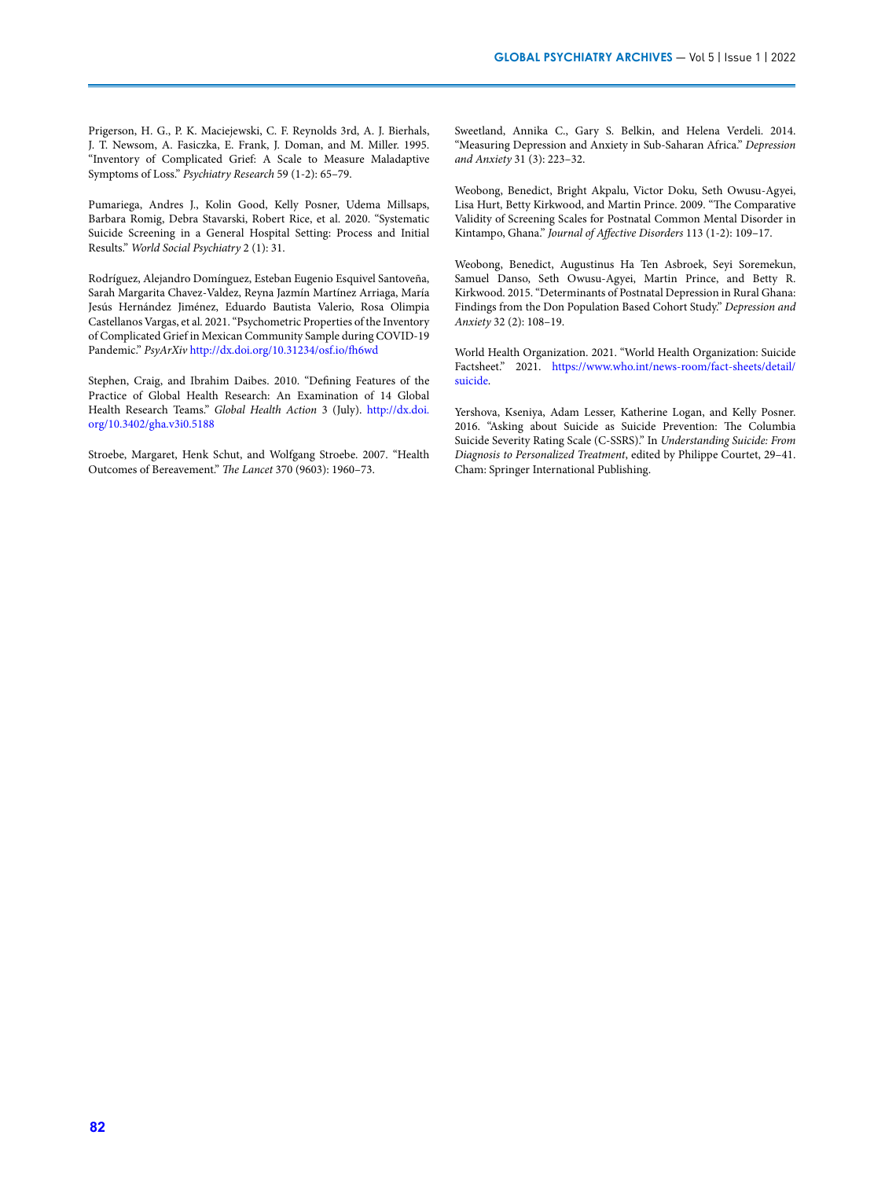Prigerson, H. G., P. K. Maciejewski, C. F. Reynolds 3rd, A. J. Bierhals, J. T. Newsom, A. Fasiczka, E. Frank, J. Doman, and M. Miller. 1995. "Inventory of Complicated Grief: A Scale to Measure Maladaptive Symptoms of Loss." *Psychiatry Research* 59 (1-2): 65–79.

Pumariega, Andres J., Kolin Good, Kelly Posner, Udema Millsaps, Barbara Romig, Debra Stavarski, Robert Rice, et al. 2020. "Systematic Suicide Screening in a General Hospital Setting: Process and Initial Results." *World Social Psychiatry* 2 (1): 31.

Rodríguez, Alejandro Domínguez, Esteban Eugenio Esquivel Santoveña, Sarah Margarita Chavez-Valdez, Reyna Jazmín Martínez Arriaga, María Jesús Hernández Jiménez, Eduardo Bautista Valerio, Rosa Olimpia Castellanos Vargas, et al. 2021. "Psychometric Properties of the Inventory of Complicated Grief in Mexican Community Sample during COVID-19 Pandemic." *PsyArXiv* http://dx.doi.org/10.31234/osf.io/fh6wd

Stephen, Craig, and Ibrahim Daibes. 2010. "Defining Features of the Practice of Global Health Research: An Examination of 14 Global Health Research Teams." *Global Health Action* 3 (July). http://dx.doi.org/10.3402/gha.v3i0.5188

Stroebe, Margaret, Henk Schut, and Wolfgang Stroebe. 2007. "Health Outcomes of Bereavement." *The Lancet* 370 (9603): 1960–73.

Sweetland, Annika C., Gary S. Belkin, and Helena Verdeli. 2014. "Measuring Depression and Anxiety in Sub-Saharan Africa." *Depression and Anxiety* 31 (3): 223–32.

Weobong, Benedict, Bright Akpalu, Victor Doku, Seth Owusu-Agyei, Lisa Hurt, Betty Kirkwood, and Martin Prince. 2009. "The Comparative Validity of Screening Scales for Postnatal Common Mental Disorder in Kintampo, Ghana." *Journal of Affective Disorders* 113 (1-2): 109–17.

Weobong, Benedict, Augustinus Ha Ten Asbroek, Seyi Soremekun, Samuel Danso, Seth Owusu-Agyei, Martin Prince, and Betty R. Kirkwood. 2015. "Determinants of Postnatal Depression in Rural Ghana: Findings from the Don Population Based Cohort Study." *Depression and Anxiety* 32 (2): 108–19.

World Health Organization. 2021. "World Health Organization: Suicide Factsheet." 2021. https://www.who.int/news-room/fact-sheets/detail/suicide.

Yershova, Kseniya, Adam Lesser, Katherine Logan, and Kelly Posner. 2016. "Asking about Suicide as Suicide Prevention: The Columbia Suicide Severity Rating Scale (C-SSRS)." In *Understanding Suicide: From Diagnosis to Personalized Treatment*, edited by Philippe Courtet, 29–41. Cham: Springer International Publishing.